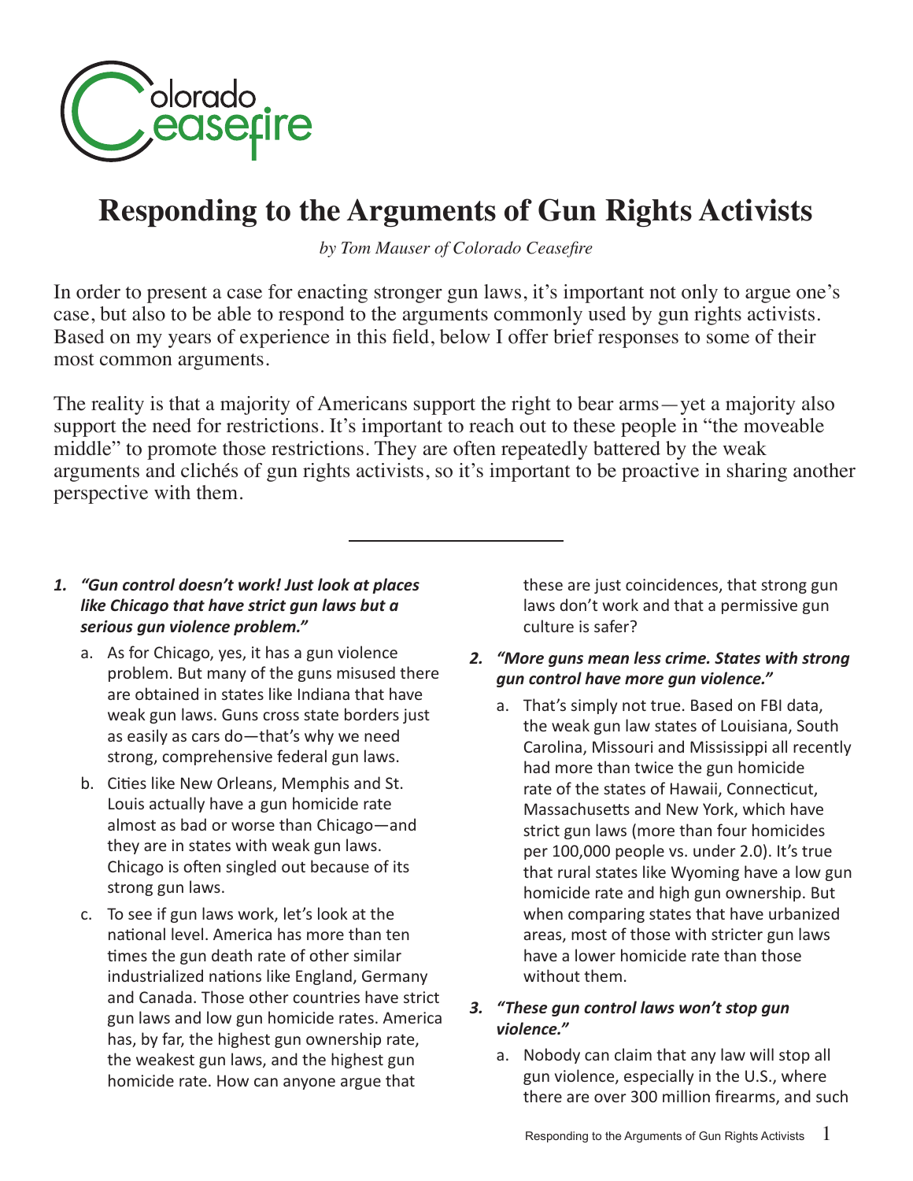Colorado Ceasefire

# Responding to the Arguments of Gun Rights Activists

*by Tom Mauser of Colorado Ceasefire*

In order to present a case for enacting stronger gun laws, it's important not only to argue one's case, but also to be able to respond to the arguments commonly used by gun rights activists. Based on my years of experience in this field, below I offer brief responses to some of their most common arguments.

The reality is that a majority of Americans support the right to bear arms—yet a majority also support the need for restrictions. It's important to reach out to these people in "the moveable middle" to promote those restrictions. They are often repeatedly battered by the weak arguments and clichés of gun rights activists, so it's important to be proactive in sharing another perspective with them.

---

1. ***"Gun control doesn't work! Just look at places like Chicago that have strict gun laws but a serious gun violence problem."***

   a. As for Chicago, yes, it has a gun violence problem. But many of the guns misused there are obtained in states like Indiana that have weak gun laws. Guns cross state borders just as easily as cars do—that's why we need strong, comprehensive federal gun laws.

   b. Cities like New Orleans, Memphis and St. Louis actually have a gun homicide rate almost as bad or worse than Chicago—and they are in states with weak gun laws. Chicago is often singled out because of its strong gun laws.

   c. To see if gun laws work, let's look at the national level. America has more than ten times the gun death rate of other similar industrialized nations like England, Germany and Canada. Those other countries have strict gun laws and low gun homicide rates. America has, by far, the highest gun ownership rate, the weakest gun laws, and the highest gun homicide rate. How can anyone argue that these are just coincidences, that strong gun laws don't work and that a permissive gun culture is safer?

2. ***"More guns mean less crime. States with strong gun control have more gun violence."***

   a. That's simply not true. Based on FBI data, the weak gun law states of Louisiana, South Carolina, Missouri and Mississippi all recently had more than twice the gun homicide rate of the states of Hawaii, Connecticut, Massachusetts and New York, which have strict gun laws (more than four homicides per 100,000 people vs. under 2.0). It's true that rural states like Wyoming have a low gun homicide rate and high gun ownership. But when comparing states that have urbanized areas, most of those with stricter gun laws have a lower homicide rate than those without them.

3. ***"These gun control laws won't stop gun violence."***

   a. Nobody can claim that any law will stop all gun violence, especially in the U.S., where there are over 300 million firearms, and such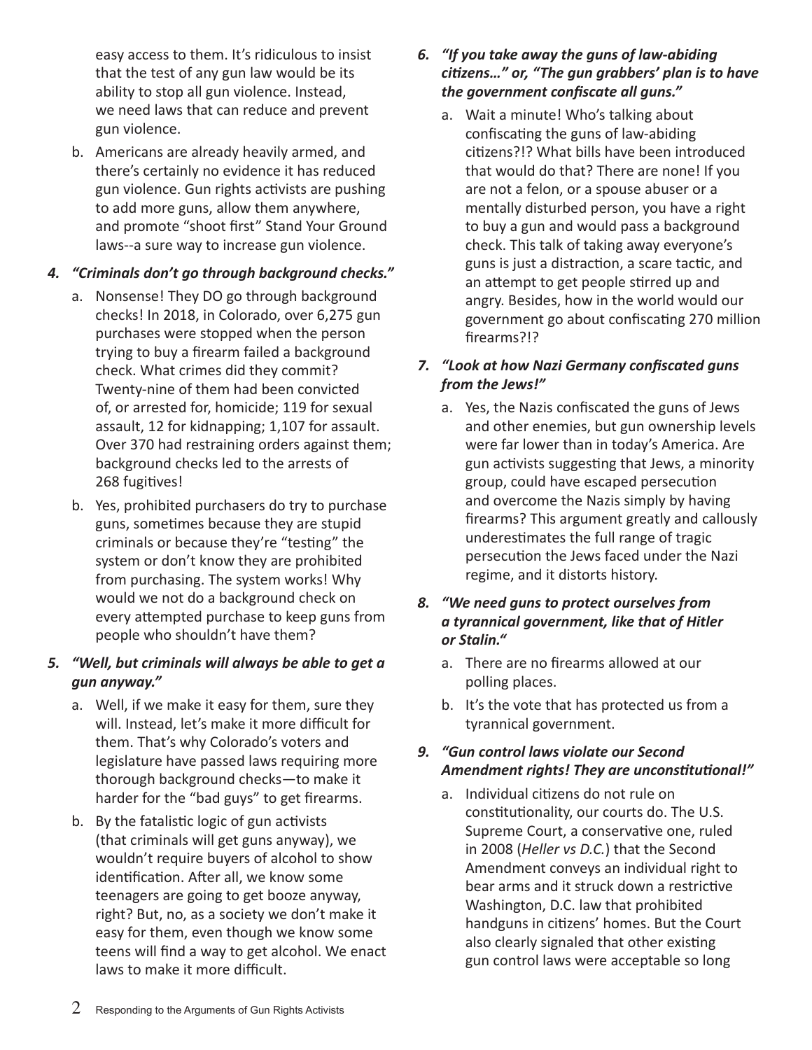easy access to them. It's ridiculous to insist that the test of any gun law would be its ability to stop all gun violence. Instead, we need laws that can reduce and prevent gun violence.

b. Americans are already heavily armed, and there's certainly no evidence it has reduced gun violence. Gun rights activists are pushing to add more guns, allow them anywhere, and promote "shoot first" Stand Your Ground laws--a sure way to increase gun violence.

***4. "Criminals don't go through background checks."***

a. Nonsense! They DO go through background checks! In 2018, in Colorado, over 6,275 gun purchases were stopped when the person trying to buy a firearm failed a background check. What crimes did they commit? Twenty-nine of them had been convicted of, or arrested for, homicide; 119 for sexual assault, 12 for kidnapping; 1,107 for assault. Over 370 had restraining orders against them; background checks led to the arrests of 268 fugitives!

b. Yes, prohibited purchasers do try to purchase guns, sometimes because they are stupid criminals or because they're "testing" the system or don't know they are prohibited from purchasing. The system works! Why would we not do a background check on every attempted purchase to keep guns from people who shouldn't have them?

***5. "Well, but criminals will always be able to get a gun anyway."***

a. Well, if we make it easy for them, sure they will. Instead, let's make it more difficult for them. That's why Colorado's voters and legislature have passed laws requiring more thorough background checks—to make it harder for the "bad guys" to get firearms.

b. By the fatalistic logic of gun activists (that criminals will get guns anyway), we wouldn't require buyers of alcohol to show identification. After all, we know some teenagers are going to get booze anyway, right? But, no, as a society we don't make it easy for them, even though we know some teens will find a way to get alcohol. We enact laws to make it more difficult.

***6. "If you take away the guns of law-abiding citizens…" or, "The gun grabbers' plan is to have the government confiscate all guns."***

a. Wait a minute! Who's talking about confiscating the guns of law-abiding citizens?!? What bills have been introduced that would do that? There are none! If you are not a felon, or a spouse abuser or a mentally disturbed person, you have a right to buy a gun and would pass a background check. This talk of taking away everyone's guns is just a distraction, a scare tactic, and an attempt to get people stirred up and angry. Besides, how in the world would our government go about confiscating 270 million firearms?!?

***7. "Look at how Nazi Germany confiscated guns from the Jews!"***

a. Yes, the Nazis confiscated the guns of Jews and other enemies, but gun ownership levels were far lower than in today's America. Are gun activists suggesting that Jews, a minority group, could have escaped persecution and overcome the Nazis simply by having firearms? This argument greatly and callously underestimates the full range of tragic persecution the Jews faced under the Nazi regime, and it distorts history.

***8. "We need guns to protect ourselves from a tyrannical government, like that of Hitler or Stalin."***

a. There are no firearms allowed at our polling places.

b. It's the vote that has protected us from a tyrannical government.

***9. "Gun control laws violate our Second Amendment rights! They are unconstitutional!"***

a. Individual citizens do not rule on constitutionality, our courts do. The U.S. Supreme Court, a conservative one, ruled in 2008 (*Heller vs D.C.*) that the Second Amendment conveys an individual right to bear arms and it struck down a restrictive Washington, D.C. law that prohibited handguns in citizens' homes. But the Court also clearly signaled that other existing gun control laws were acceptable so long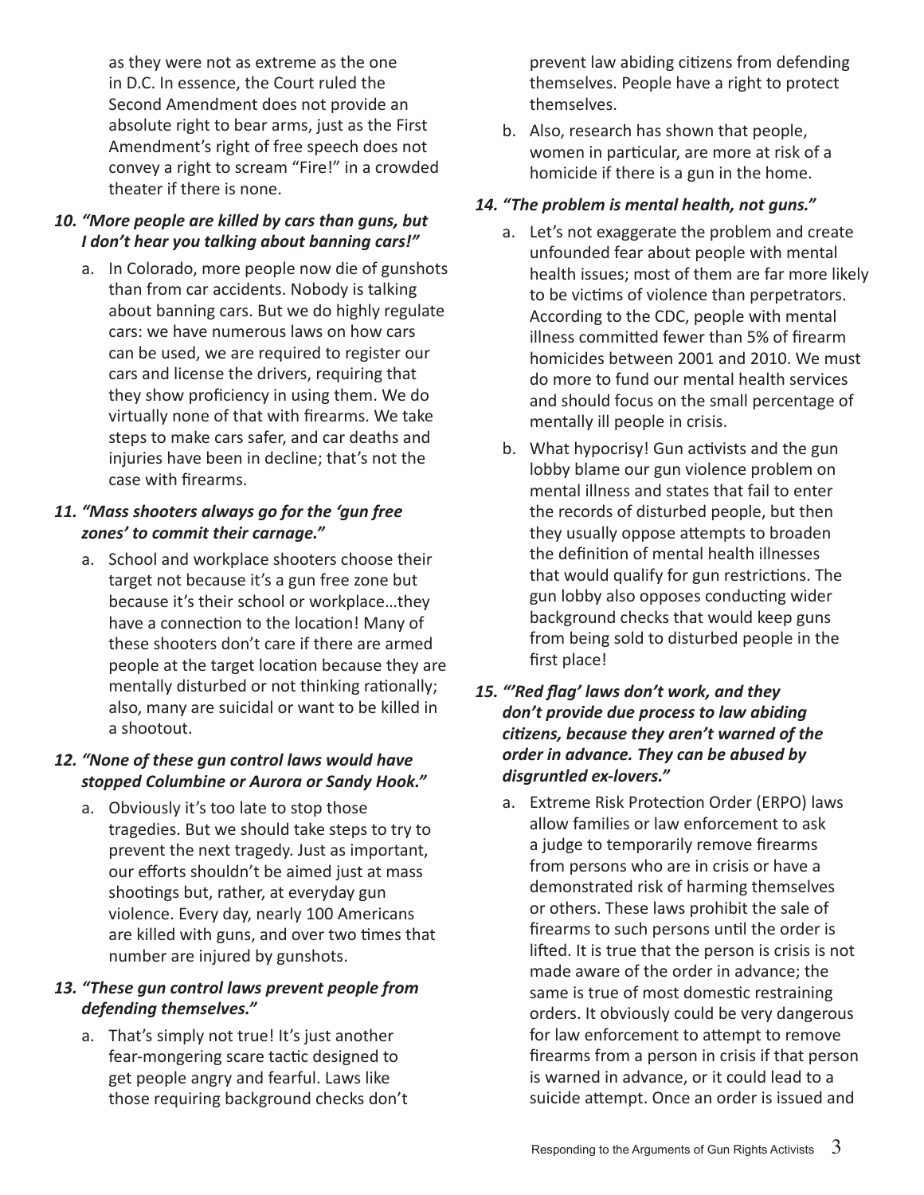as they were not as extreme as the one in D.C. In essence, the Court ruled the Second Amendment does not provide an absolute right to bear arms, just as the First Amendment's right of free speech does not convey a right to scream "Fire!" in a crowded theater if there is none.

### *10. "More people are killed by cars than guns, but I don't hear you talking about banning cars!"*

a. In Colorado, more people now die of gunshots than from car accidents. Nobody is talking about banning cars. But we do highly regulate cars: we have numerous laws on how cars can be used, we are required to register our cars and license the drivers, requiring that they show proficiency in using them. We do virtually none of that with firearms. We take steps to make cars safer, and car deaths and injuries have been in decline; that's not the case with firearms.

### *11. "Mass shooters always go for the 'gun free zones' to commit their carnage."*

a. School and workplace shooters choose their target not because it's a gun free zone but because it's their school or workplace…they have a connection to the location! Many of these shooters don't care if there are armed people at the target location because they are mentally disturbed or not thinking rationally; also, many are suicidal or want to be killed in a shootout.

### *12. "None of these gun control laws would have stopped Columbine or Aurora or Sandy Hook."*

a. Obviously it's too late to stop those tragedies. But we should take steps to try to prevent the next tragedy. Just as important, our efforts shouldn't be aimed just at mass shootings but, rather, at everyday gun violence. Every day, nearly 100 Americans are killed with guns, and over two times that number are injured by gunshots.

### *13. "These gun control laws prevent people from defending themselves."*

a. That's simply not true! It's just another fear-mongering scare tactic designed to get people angry and fearful. Laws like those requiring background checks don't prevent law abiding citizens from defending themselves. People have a right to protect themselves.

b. Also, research has shown that people, women in particular, are more at risk of a homicide if there is a gun in the home.

### *14. "The problem is mental health, not guns."*

a. Let's not exaggerate the problem and create unfounded fear about people with mental health issues; most of them are far more likely to be victims of violence than perpetrators. According to the CDC, people with mental illness committed fewer than 5% of firearm homicides between 2001 and 2010. We must do more to fund our mental health services and should focus on the small percentage of mentally ill people in crisis.

b. What hypocrisy! Gun activists and the gun lobby blame our gun violence problem on mental illness and states that fail to enter the records of disturbed people, but then they usually oppose attempts to broaden the definition of mental health illnesses that would qualify for gun restrictions. The gun lobby also opposes conducting wider background checks that would keep guns from being sold to disturbed people in the first place!

### *15. "'Red flag' laws don't work, and they don't provide due process to law abiding citizens, because they aren't warned of the order in advance. They can be abused by disgruntled ex-lovers."*

a. Extreme Risk Protection Order (ERPO) laws allow families or law enforcement to ask a judge to temporarily remove firearms from persons who are in crisis or have a demonstrated risk of harming themselves or others. These laws prohibit the sale of firearms to such persons until the order is lifted. It is true that the person is crisis is not made aware of the order in advance; the same is true of most domestic restraining orders. It obviously could be very dangerous for law enforcement to attempt to remove firearms from a person in crisis if that person is warned in advance, or it could lead to a suicide attempt. Once an order is issued and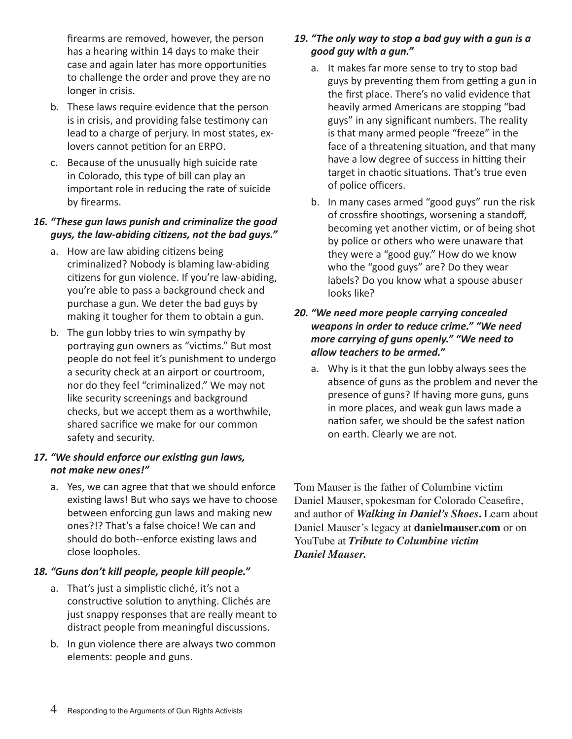firearms are removed, however, the person has a hearing within 14 days to make their case and again later has more opportunities to challenge the order and prove they are no longer in crisis.

b. These laws require evidence that the person is in crisis, and providing false testimony can lead to a charge of perjury. In most states, ex-lovers cannot petition for an ERPO.

c. Because of the unusually high suicide rate in Colorado, this type of bill can play an important role in reducing the rate of suicide by firearms.

***16. "These gun laws punish and criminalize the good guys, the law-abiding citizens, not the bad guys."***

a. How are law abiding citizens being criminalized? Nobody is blaming law-abiding citizens for gun violence. If you're law-abiding, you're able to pass a background check and purchase a gun. We deter the bad guys by making it tougher for them to obtain a gun.

b. The gun lobby tries to win sympathy by portraying gun owners as "victims." But most people do not feel it's punishment to undergo a security check at an airport or courtroom, nor do they feel "criminalized." We may not like security screenings and background checks, but we accept them as a worthwhile, shared sacrifice we make for our common safety and security.

***17. "We should enforce our existing gun laws, not make new ones!"***

a. Yes, we can agree that that we should enforce existing laws! But who says we have to choose between enforcing gun laws and making new ones?!? That's a false choice! We can and should do both--enforce existing laws and close loopholes.

***18. "Guns don't kill people, people kill people."***

a. That's just a simplistic cliché, it's not a constructive solution to anything. Clichés are just snappy responses that are really meant to distract people from meaningful discussions.

b. In gun violence there are always two common elements: people and guns.

***19. "The only way to stop a bad guy with a gun is a good guy with a gun."***

a. It makes far more sense to try to stop bad guys by preventing them from getting a gun in the first place. There's no valid evidence that heavily armed Americans are stopping "bad guys" in any significant numbers. The reality is that many armed people "freeze" in the face of a threatening situation, and that many have a low degree of success in hitting their target in chaotic situations. That's true even of police officers.

b. In many cases armed "good guys" run the risk of crossfire shootings, worsening a standoff, becoming yet another victim, or of being shot by police or others who were unaware that they were a "good guy." How do we know who the "good guys" are? Do they wear labels? Do you know what a spouse abuser looks like?

***20. "We need more people carrying concealed weapons in order to reduce crime." "We need more carrying of guns openly." "We need to allow teachers to be armed."***

a. Why is it that the gun lobby always sees the absence of guns as the problem and never the presence of guns? If having more guns, guns in more places, and weak gun laws made a nation safer, we should be the safest nation on earth. Clearly we are not.

Tom Mauser is the father of Columbine victim Daniel Mauser, spokesman for Colorado Ceasefire, and author of ***Walking in Daniel's Shoes*.** Learn about Daniel Mauser's legacy at **danielmauser.com** or on YouTube at ***Tribute to Columbine victim Daniel Mauser.***